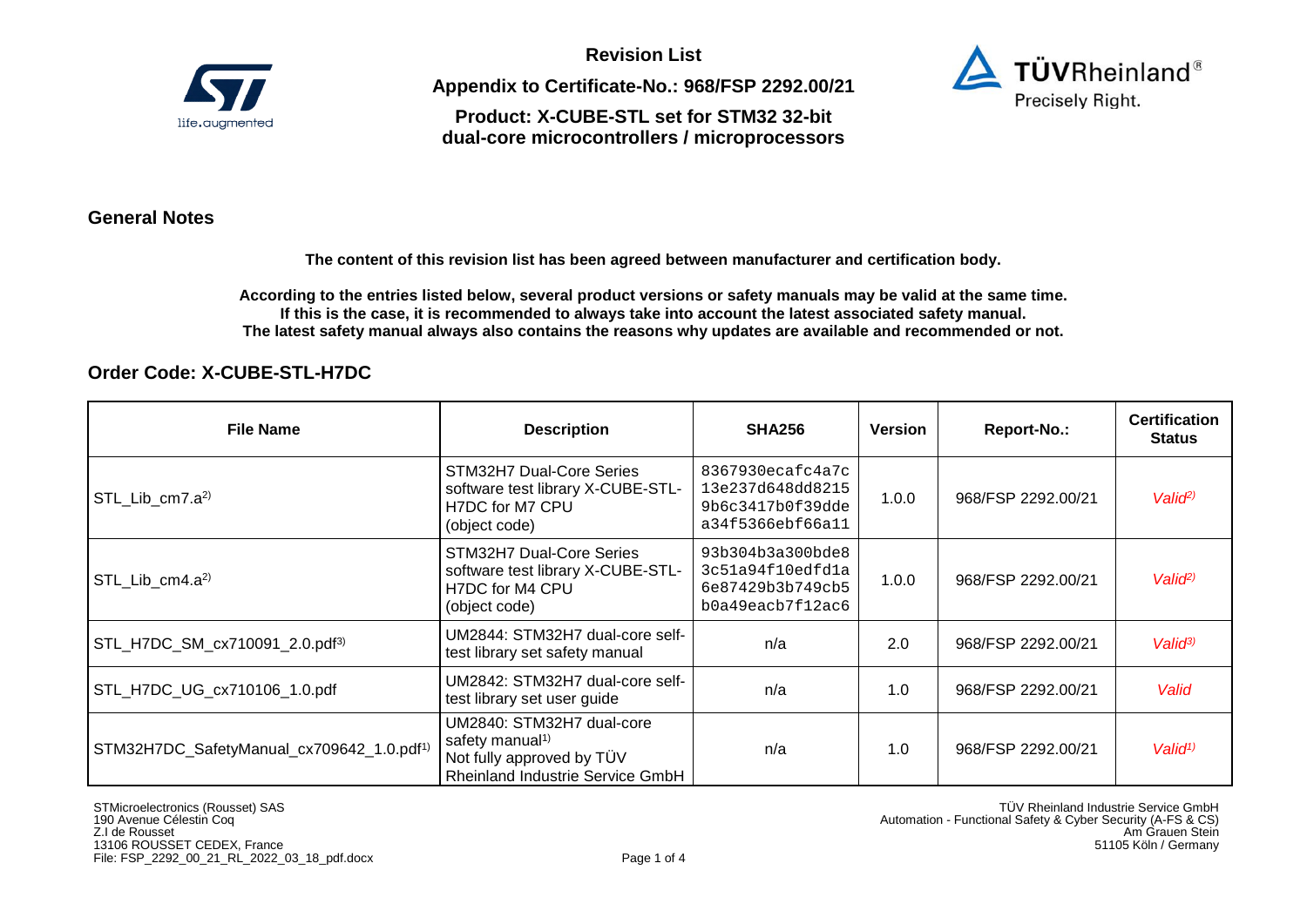**Revision List**

**Appendix to Certificate-No.: 968/FSP 2292.00/21**

**Product: X-CUBE-STL set for STM32 32-bit dual-core microcontrollers / microprocessors**

## General Notes

**The content of this revision list has been agreed between manufacturer and certification body.**

**According to the entries listed below, several product versions or safety manuals may be valid at the same time. If this is the case, it is recommended to always take into account the latest associated safety manual. The latest safety manual always also contains the reasons why updates are available and recommended or not.**

## Order Code: X-CUBE-STL-H7DC

| File Name | Description | SHA256 | Version | Report-No.: | Certification Status |
|---|---|---|---|---|---|
| STL_Lib_cm7.a[2)] | STM32H7 Dual-Core Series software test library X-CUBE-STL-H7DC for M7 CPU (object code) | 8367930ecafc4a7c13e237d648dd82159b6c3417b0f39ddea34f5366ebf66a11 | 1.0.0 | 968/FSP 2292.00/21 | *Valid[2)]* |
| STL_Lib_cm4.a[2)] | STM32H7 Dual-Core Series software test library X-CUBE-STL-H7DC for M4 CPU (object code) | 93b304b3a300bde83c51a94f10edfd1a6e87429b3b749cb5b0a49eacb7f12ac6 | 1.0.0 | 968/FSP 2292.00/21 | *Valid[2)]* |
| STL_H7DC_SM_cx710091_2.0.pdf[3)] | UM2844: STM32H7 dual-core self-test library set safety manual | n/a | 2.0 | 968/FSP 2292.00/21 | *Valid[3)]* |
| STL_H7DC_UG_cx710106_1.0.pdf | UM2842: STM32H7 dual-core self-test library set user guide | n/a | 1.0 | 968/FSP 2292.00/21 | *Valid* |
| STM32H7DC_SafetyManual_cx709642_1.0.pdf[1)] | UM2840: STM32H7 dual-core safety manual[1)] Not fully approved by TÜV Rheinland Industrie Service GmbH | n/a | 1.0 | 968/FSP 2292.00/21 | *Valid[1)]* |

STMicroelectronics (Rousset) SAS
190 Avenue Célestin Coq
Z.I de Rousset
13106 ROUSSET CEDEX, France
File: FSP_2292_00_21_RL_2022_03_18_pdf.docx

TÜV Rheinland Industrie Service GmbH
Automation - Functional Safety & Cyber Security (A-FS & CS)
Am Grauen Stein
51105 Köln / Germany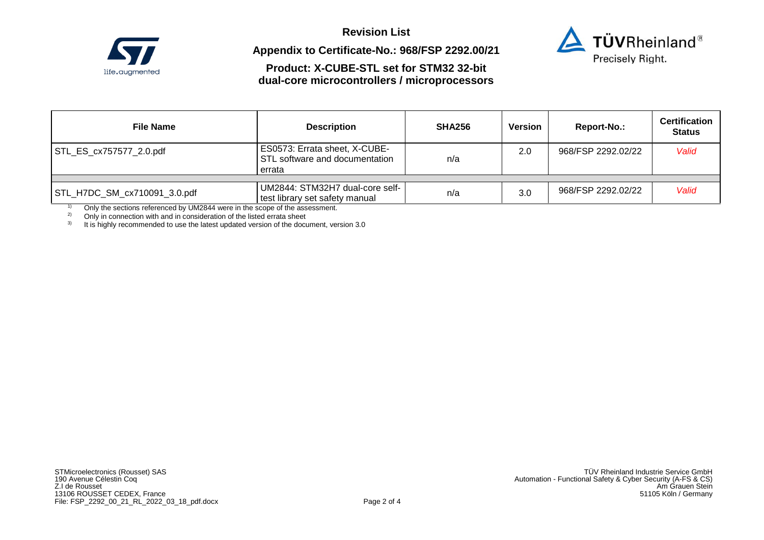**Revision List**

**Appendix to Certificate-No.: 968/FSP 2292.00/21**

**Product: X-CUBE-STL set for STM32 32-bit dual-core microcontrollers / microprocessors**

| File Name | Description | SHA256 | Version | Report-No.: | Certification Status |
|---|---|---|---|---|---|
| STL_ES_cx757577_2.0.pdf | ES0573: Errata sheet, X-CUBE-STL software and documentation errata | n/a | 2.0 | 968/FSP 2292.02/22 | *Valid* |
| | | | | | |
| STL_H7DC_SM_cx710091_3.0.pdf | UM2844: STM32H7 dual-core self-test library set safety manual | n/a | 3.0 | 968/FSP 2292.02/22 | *Valid* |

[1] Only the sections referenced by UM2844 were in the scope of the assessment.
[2] Only in connection with and in consideration of the listed errata sheet
[3] It is highly recommended to use the latest updated version of the document, version 3.0

STMicroelectronics (Rousset) SAS
190 Avenue Célestin Coq
Z.I de Rousset
13106 ROUSSET CEDEX, France
File: FSP_2292_00_21_RL_2022_03_18_pdf.docx

TÜV Rheinland Industrie Service GmbH
Automation - Functional Safety & Cyber Security (A-FS & CS)
Am Grauen Stein
51105 Köln / Germany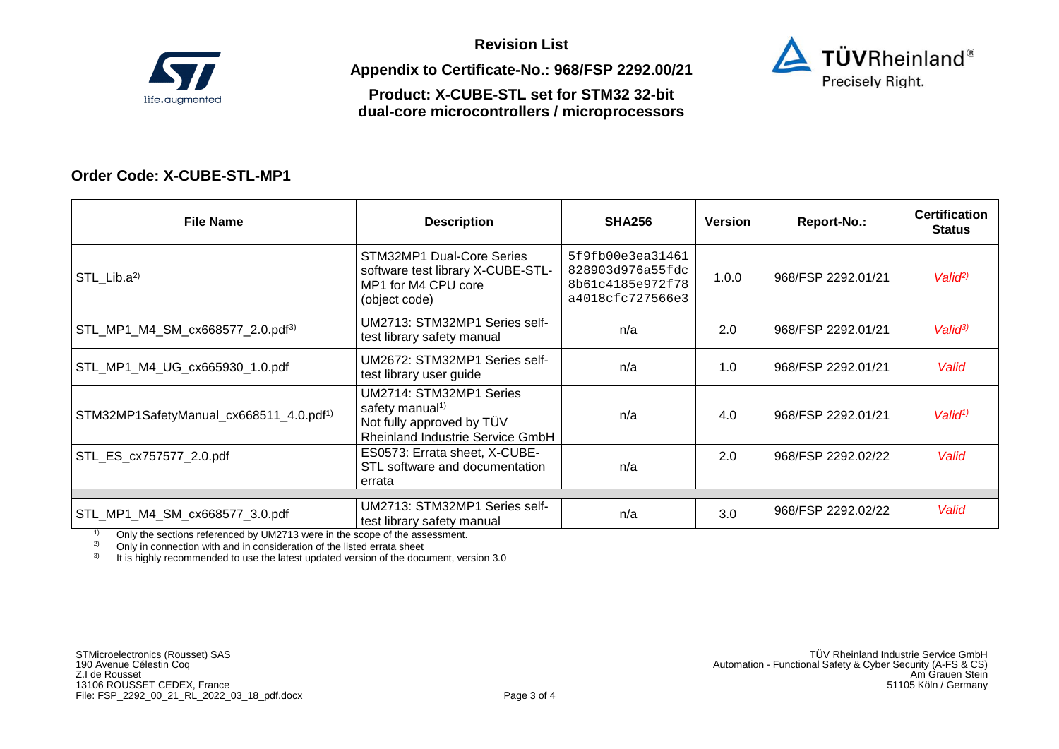**Revision List**

**Appendix to Certificate-No.: 968/FSP 2292.00/21**

**Product: X-CUBE-STL set for STM32 32-bit dual-core microcontrollers / microprocessors**

## Order Code: X-CUBE-STL-MP1

| File Name | Description | SHA256 | Version | Report-No.: | Certification Status |
|---|---|---|---|---|---|
| STL_Lib.a[2] | STM32MP1 Dual-Core Series software test library X-CUBE-STL-MP1 for M4 CPU core (object code) | 5f9fb00e3ea31461 828903d976a55fdc 8b61c4185e972f78 a4018cfc727566e3 | 1.0.0 | 968/FSP 2292.01/21 | *Valid[2]* |
| STL_MP1_M4_SM_cx668577_2.0.pdf[3] | UM2713: STM32MP1 Series self-test library safety manual | n/a | 2.0 | 968/FSP 2292.01/21 | *Valid[3]* |
| STL_MP1_M4_UG_cx665930_1.0.pdf | UM2672: STM32MP1 Series self-test library user guide | n/a | 1.0 | 968/FSP 2292.01/21 | *Valid* |
| STM32MP1SafetyManual_cx668511_4.0.pdf[1] | UM2714: STM32MP1 Series safety manual[1] Not fully approved by TÜV Rheinland Industrie Service GmbH | n/a | 4.0 | 968/FSP 2292.01/21 | *Valid[1]* |
| STL_ES_cx757577_2.0.pdf | ES0573: Errata sheet, X-CUBE-STL software and documentation errata | n/a | 2.0 | 968/FSP 2292.02/22 | *Valid* |
| | | | | | |
| STL_MP1_M4_SM_cx668577_3.0.pdf | UM2713: STM32MP1 Series self-test library safety manual | n/a | 3.0 | 968/FSP 2292.02/22 | *Valid* |

[1] Only the sections referenced by UM2713 were in the scope of the assessment.
[2] Only in connection with and in consideration of the listed errata sheet
[3] It is highly recommended to use the latest updated version of the document, version 3.0

STMicroelectronics (Rousset) SAS
190 Avenue Célestin Coq
Z.I de Rousset
13106 ROUSSET CEDEX, France
File: FSP_2292_00_21_RL_2022_03_18_pdf.docx

TÜV Rheinland Industrie Service GmbH
Automation - Functional Safety & Cyber Security (A-FS & CS)
Am Grauen Stein
51105 Köln / Germany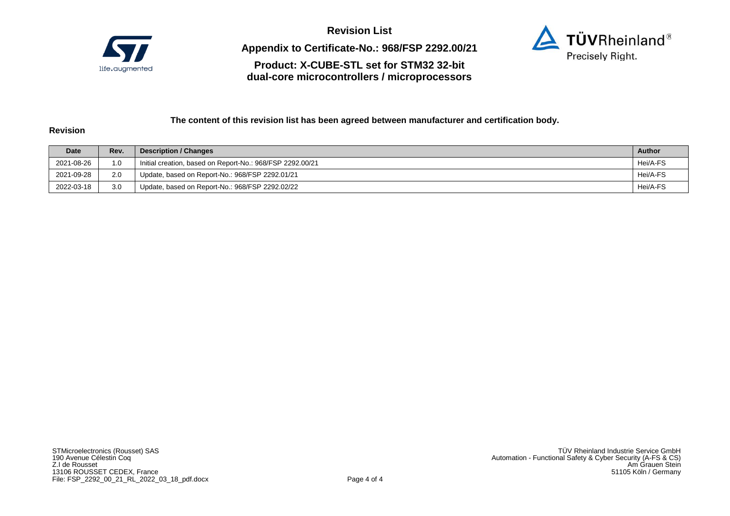**Revision List**

**Appendix to Certificate-No.: 968/FSP 2292.00/21**

**Product: X-CUBE-STL set for STM32 32-bit dual-core microcontrollers / microprocessors**

**The content of this revision list has been agreed between manufacturer and certification body.**

## Revision

| Date | Rev. | Description / Changes | Author |
|---|---|---|---|
| 2021-08-26 | 1.0 | Initial creation, based on Report-No.: 968/FSP 2292.00/21 | Hei/A-FS |
| 2021-09-28 | 2.0 | Update, based on Report-No.: 968/FSP 2292.01/21 | Hei/A-FS |
| 2022-03-18 | 3.0 | Update, based on Report-No.: 968/FSP 2292.02/22 | Hei/A-FS |

STMicroelectronics (Rousset) SAS
190 Avenue Célestin Coq
Z.I de Rousset
13106 ROUSSET CEDEX, France
File: FSP_2292_00_21_RL_2022_03_18_pdf.docx

TÜV Rheinland Industrie Service GmbH
Automation - Functional Safety & Cyber Security (A-FS & CS)
Am Grauen Stein
51105 Köln / Germany